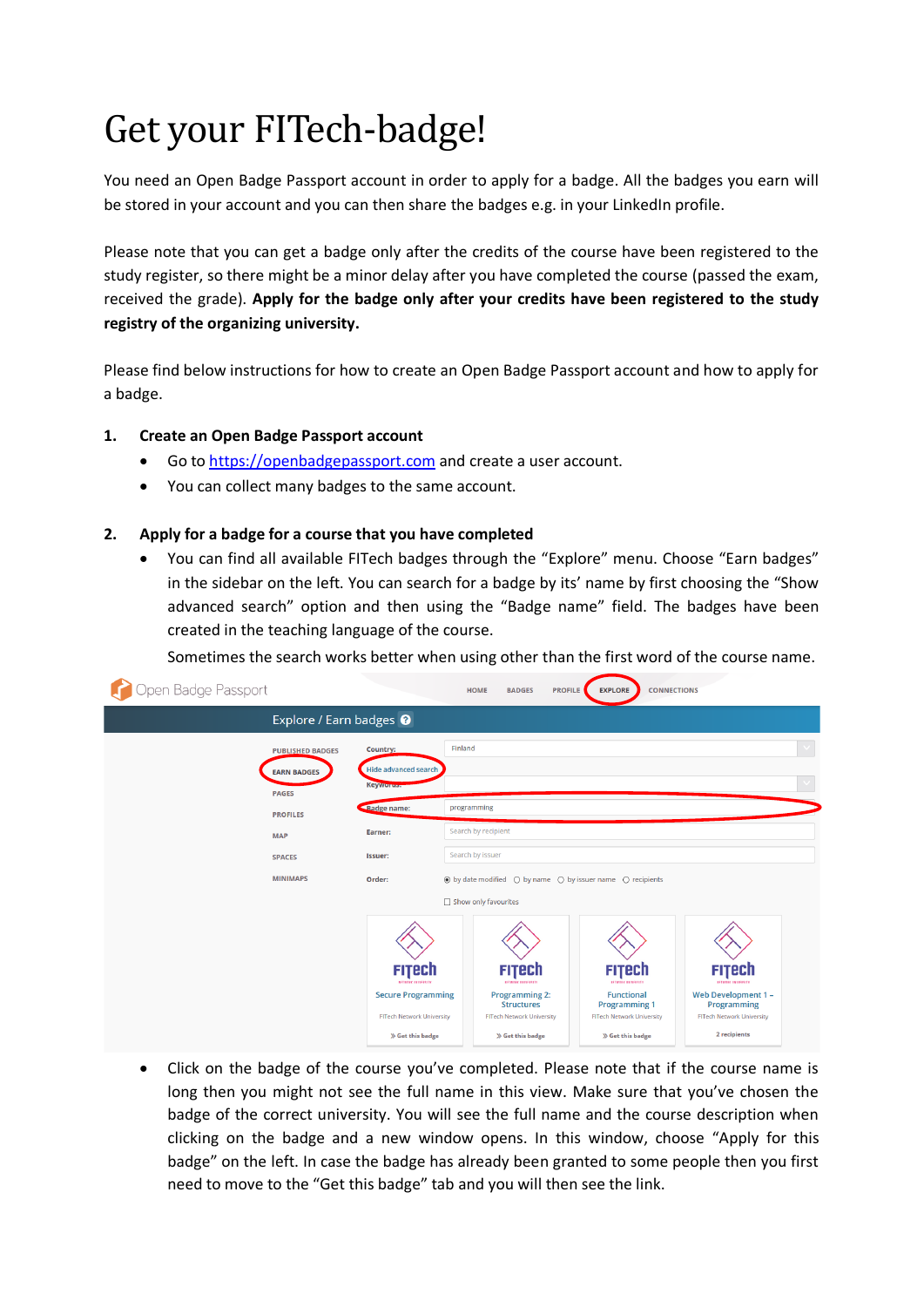# Get your FITech-badge!

You need an Open Badge Passport account in order to apply for a badge. All the badges you earn will be stored in your account and you can then share the badges e.g. in your LinkedIn profile.

Please note that you can get a badge only after the credits of the course have been registered to the study register, so there might be a minor delay after you have completed the course (passed the exam, received the grade). **Apply for the badge only after your credits have been registered to the study registry of the organizing university.**

Please find below instructions for how to create an Open Badge Passport account and how to apply for a badge.

**1. Create an Open Badge Passport account**

- Go to https://openbadgepassport.com and create a user account.
- You can collect many badges to the same account.

**2. Apply for a badge for a course that you have completed**

- You can find all available FITech badges through the "Explore" menu. Choose "Earn badges" in the sidebar on the left. You can search for a badge by its' name by first choosing the "Show advanced search" option and then using the "Badge name" field. The badges have been created in the teaching language of the course.

  Sometimes the search works better when using other than the first word of the course name.

- Click on the badge of the course you've completed. Please note that if the course name is long then you might not see the full name in this view. Make sure that you've chosen the badge of the correct university. You will see the full name and the course description when clicking on the badge and a new window opens. In this window, choose "Apply for this badge" on the left. In case the badge has already been granted to some people then you first need to move to the "Get this badge" tab and you will then see the link.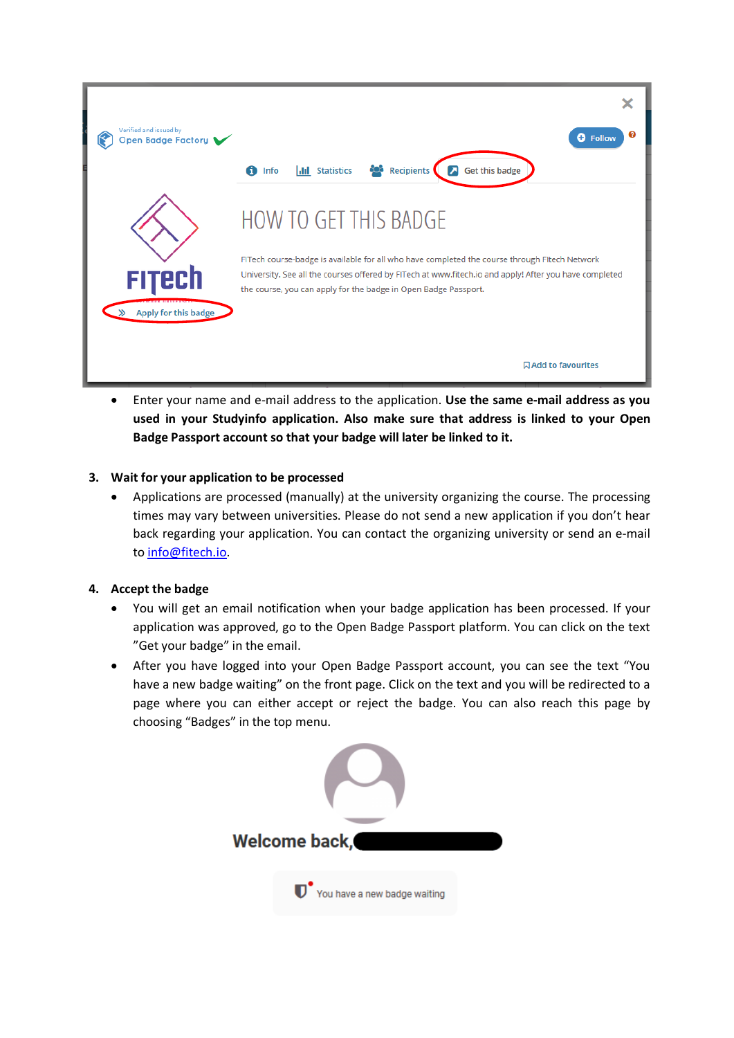- Enter your name and e-mail address to the application. **Use the same e-mail address as you used in your Studyinfo application. Also make sure that address is linked to your Open Badge Passport account so that your badge will later be linked to it.**

3. **Wait for your application to be processed**
   - Applications are processed (manually) at the university organizing the course. The processing times may vary between universities. Please do not send a new application if you don't hear back regarding your application. You can contact the organizing university or send an e-mail to info@fitech.io.

4. **Accept the badge**
   - You will get an email notification when your badge application has been processed. If your application was approved, go to the Open Badge Passport platform. You can click on the text "Get your badge" in the email.
   - After you have logged into your Open Badge Passport account, you can see the text "You have a new badge waiting" on the front page. Click on the text and you will be redirected to a page where you can either accept or reject the badge. You can also reach this page by choosing "Badges" in the top menu.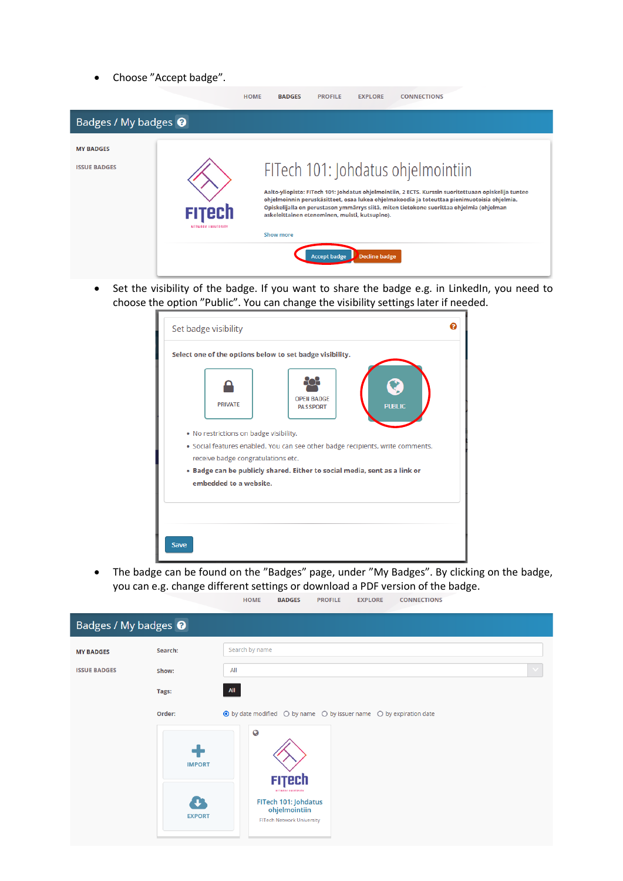- Choose ”Accept badge”.

- Set the visibility of the badge. If you want to share the badge e.g. in LinkedIn, you need to choose the option ”Public”. You can change the visibility settings later if needed.

- The badge can be found on the ”Badges” page, under ”My Badges”. By clicking on the badge, you can e.g. change different settings or download a PDF version of the badge.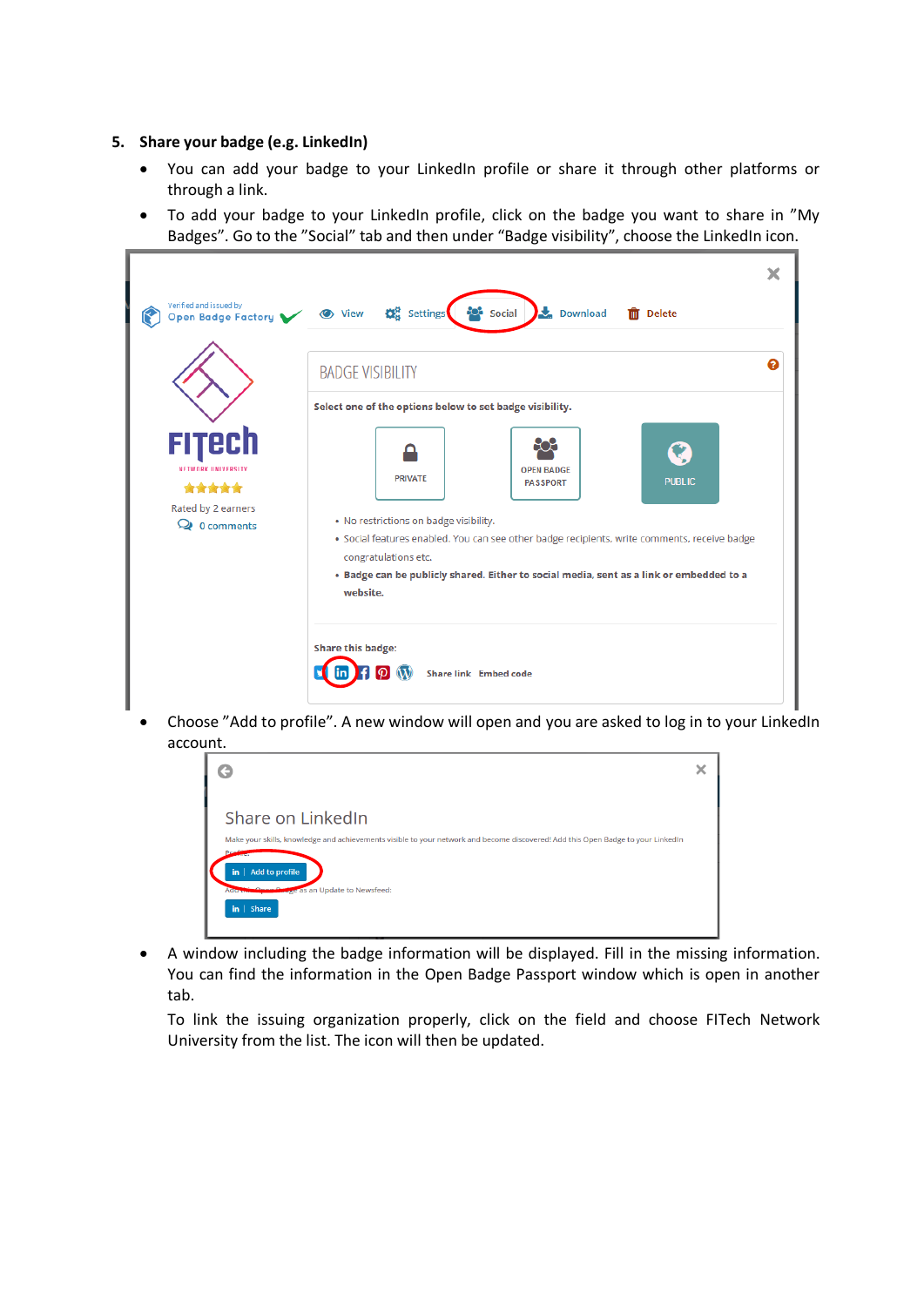5. **Share your badge (e.g. LinkedIn)**

- You can add your badge to your LinkedIn profile or share it through other platforms or through a link.
- To add your badge to your LinkedIn profile, click on the badge you want to share in ”My Badges”. Go to the ”Social” tab and then under “Badge visibility”, choose the LinkedIn icon.
- Choose ”Add to profile”. A new window will open and you are asked to log in to your LinkedIn account.
- A window including the badge information will be displayed. Fill in the missing information. You can find the information in the Open Badge Passport window which is open in another tab.

  To link the issuing organization properly, click on the field and choose FITech Network University from the list. The icon will then be updated.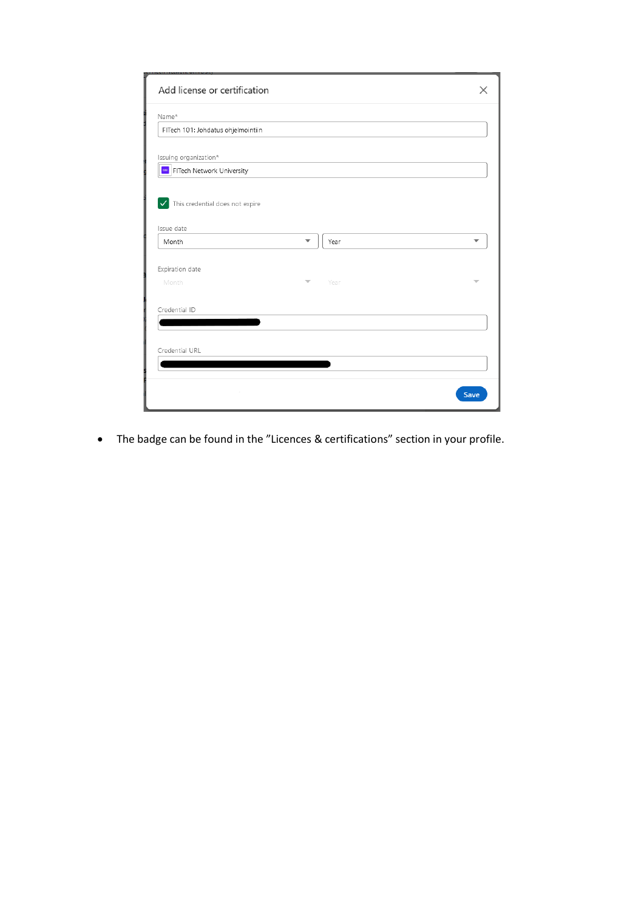Add license or certification

Name*

FITech 101: Johdatus ohjelmointiin

Issuing organization*

FITech Network University

This credential does not expire

Issue date

Month

Year

Expiration date

Month

Year

Credential ID

Credential URL

Save

- The badge can be found in the "Licences & certifications" section in your profile.